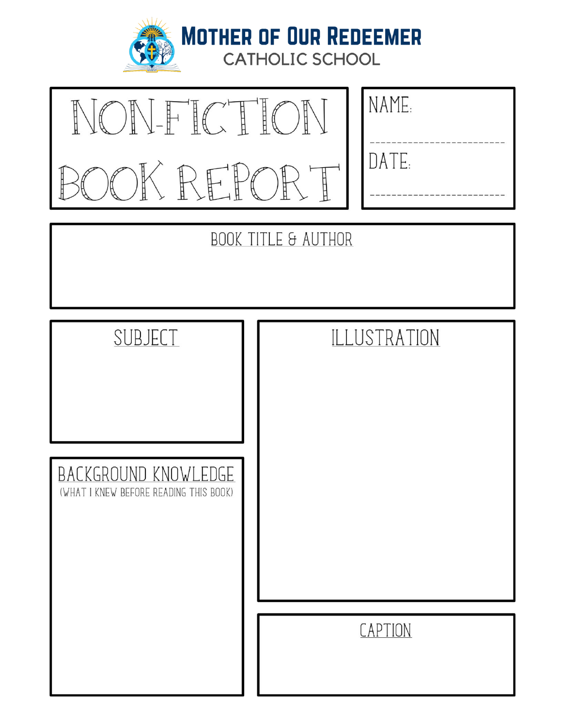# Mother of Our Redeemer
## CATHOLIC SCHOOL

# NON-FICTION BOOK REPORT

NAME: ________________________

DATE: ________________________

## BOOK TITLE & AUTHOR

## SUBJECT

## ILLUSTRATION

## BACKGROUND KNOWLEDGE
(WHAT I KNEW BEFORE READING THIS BOOK)

## CAPTION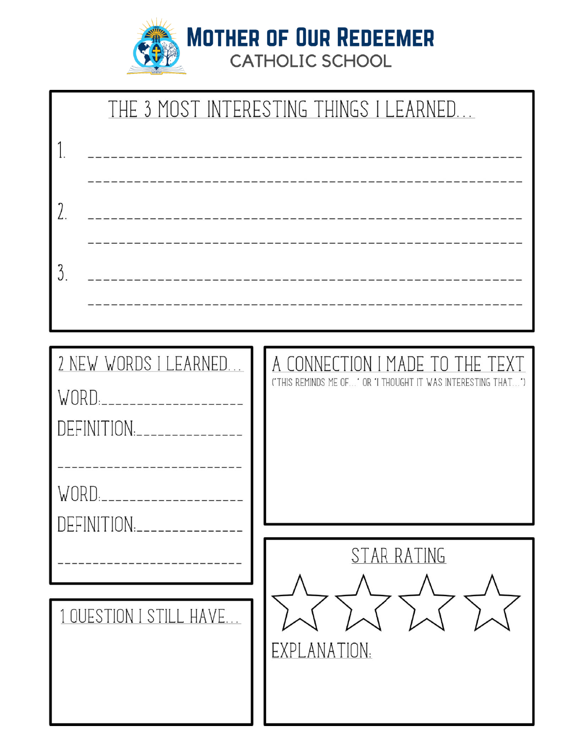# Mother of Our Redeemer
CATHOLIC SCHOOL

## THE 3 MOST INTERESTING THINGS I LEARNED...

1. ______________________________________________________

   ______________________________________________________

2. ______________________________________________________

   ______________________________________________________

3. ______________________________________________________

   ______________________________________________________

## 2 NEW WORDS I LEARNED...

WORD:____________________

DEFINITION:______________

__________________________

WORD:____________________

DEFINITION:______________

__________________________

## A CONNECTION I MADE TO THE TEXT

("THIS REMINDS ME OF..." OR "I THOUGHT IT WAS INTERESTING THAT...")

## 1 QUESTION I STILL HAVE...

## STAR RATING

☆ ☆ ☆ ☆

EXPLANATION: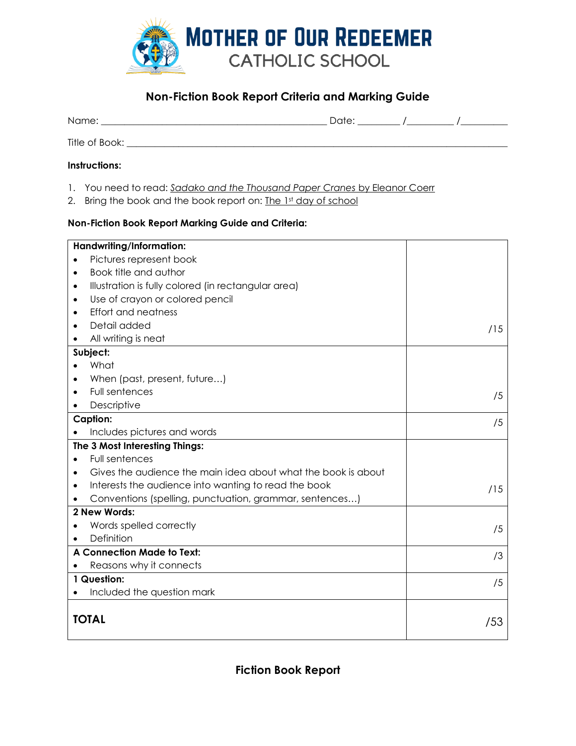# Mother of Our Redeemer Catholic School

## Non-Fiction Book Report Criteria and Marking Guide

Name: ______________________________________________ Date: ________ /_________ /_________

Title of Book: ___________________________________________________________________________

**Instructions:**

1. You need to read: *Sadako and the Thousand Paper Cranes* by Eleanor Coerr
2. Bring the book and the book report on: The 1st day of school

**Non-Fiction Book Report Marking Guide and Criteria:**

| Criteria | Mark |
|---|---|
| **Handwriting/Information:**<br>• Pictures represent book<br>• Book title and author<br>• Illustration is fully colored (in rectangular area)<br>• Use of crayon or colored pencil<br>• Effort and neatness<br>• Detail added<br>• All writing is neat | /15 |
| **Subject:**<br>• What<br>• When (past, present, future…)<br>• Full sentences<br>• Descriptive | /5 |
| **Caption:**<br>• Includes pictures and words | /5 |
| **The 3 Most Interesting Things:**<br>• Full sentences<br>• Gives the audience the main idea about what the book is about<br>• Interests the audience into wanting to read the book<br>• Conventions (spelling, punctuation, grammar, sentences…) | /15 |
| **2 New Words:**<br>• Words spelled correctly<br>• Definition | /5 |
| **A Connection Made to Text:**<br>• Reasons why it connects | /3 |
| **1 Question:**<br>• Included the question mark | /5 |
| **TOTAL** | /53 |

## Fiction Book Report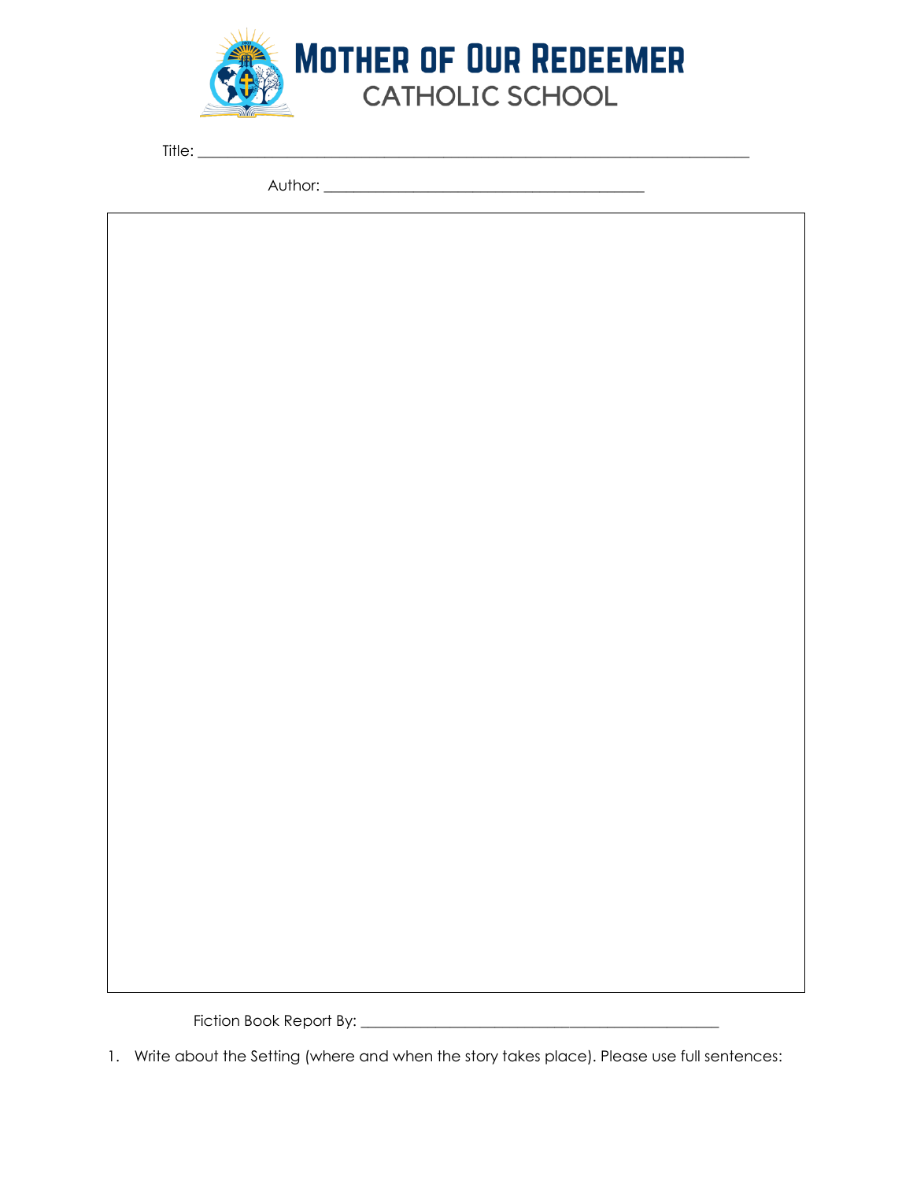# MOTHER OF OUR REDEEMER
## CATHOLIC SCHOOL

Title: ___________________________________________________________________________

Author: ____________________________________________

Fiction Book Report By: __________________________________________________

1. Write about the Setting (where and when the story takes place). Please use full sentences: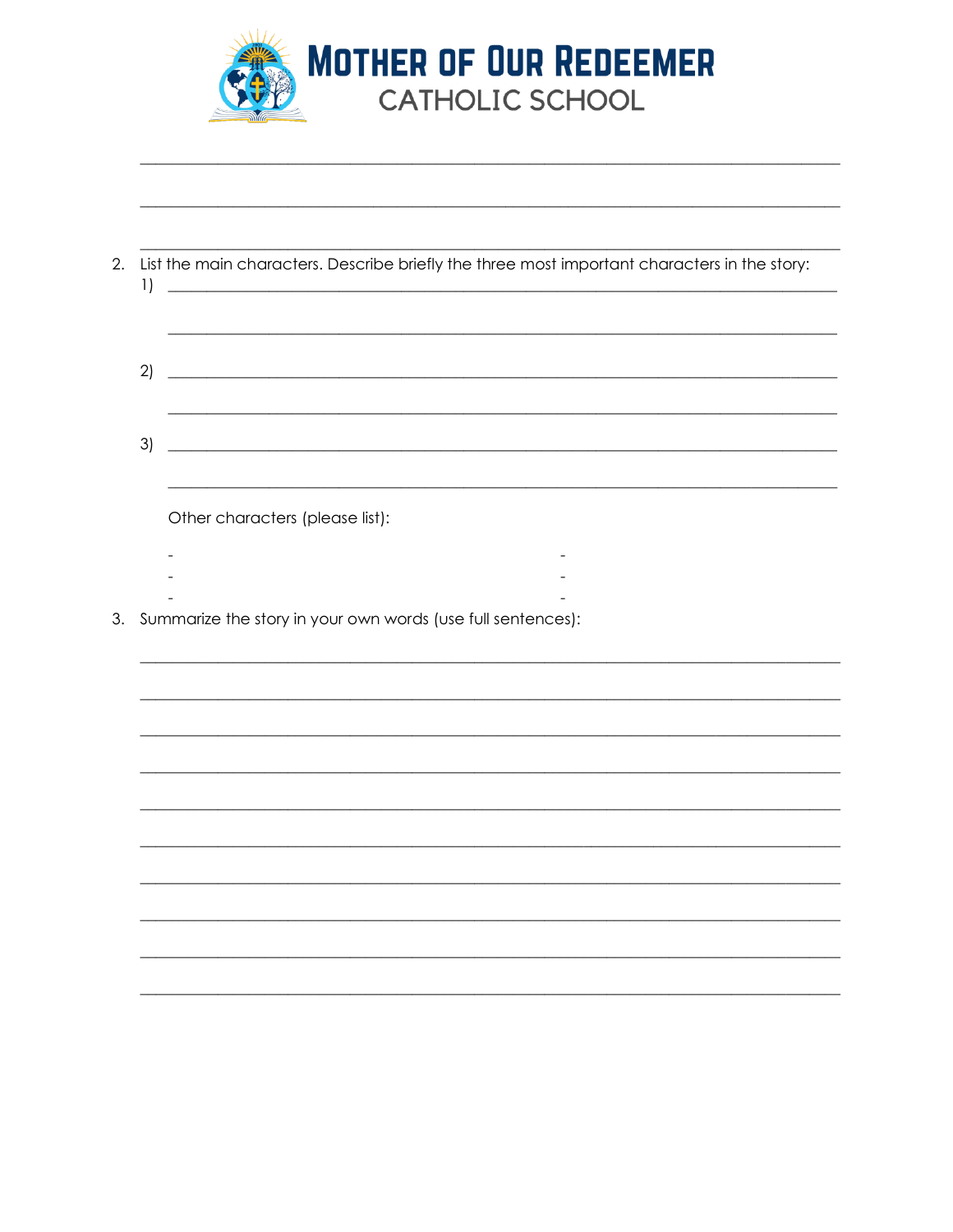# MOTHER OF OUR REDEEMER
## CATHOLIC SCHOOL

______________________________________________________________________________

______________________________________________________________________________

______________________________________________________________________________

2. List the main characters. Describe briefly the three most important characters in the story:
   1) ________________________________________________________________________

      ________________________________________________________________________

   2) ________________________________________________________________________

      ________________________________________________________________________

   3) ________________________________________________________________________

      ________________________________________________________________________

   Other characters (please list):

   -
   -
   -
   -
   -
   -

3. Summarize the story in your own words (use full sentences):

______________________________________________________________________________

______________________________________________________________________________

______________________________________________________________________________

______________________________________________________________________________

______________________________________________________________________________

______________________________________________________________________________

______________________________________________________________________________

______________________________________________________________________________

______________________________________________________________________________

______________________________________________________________________________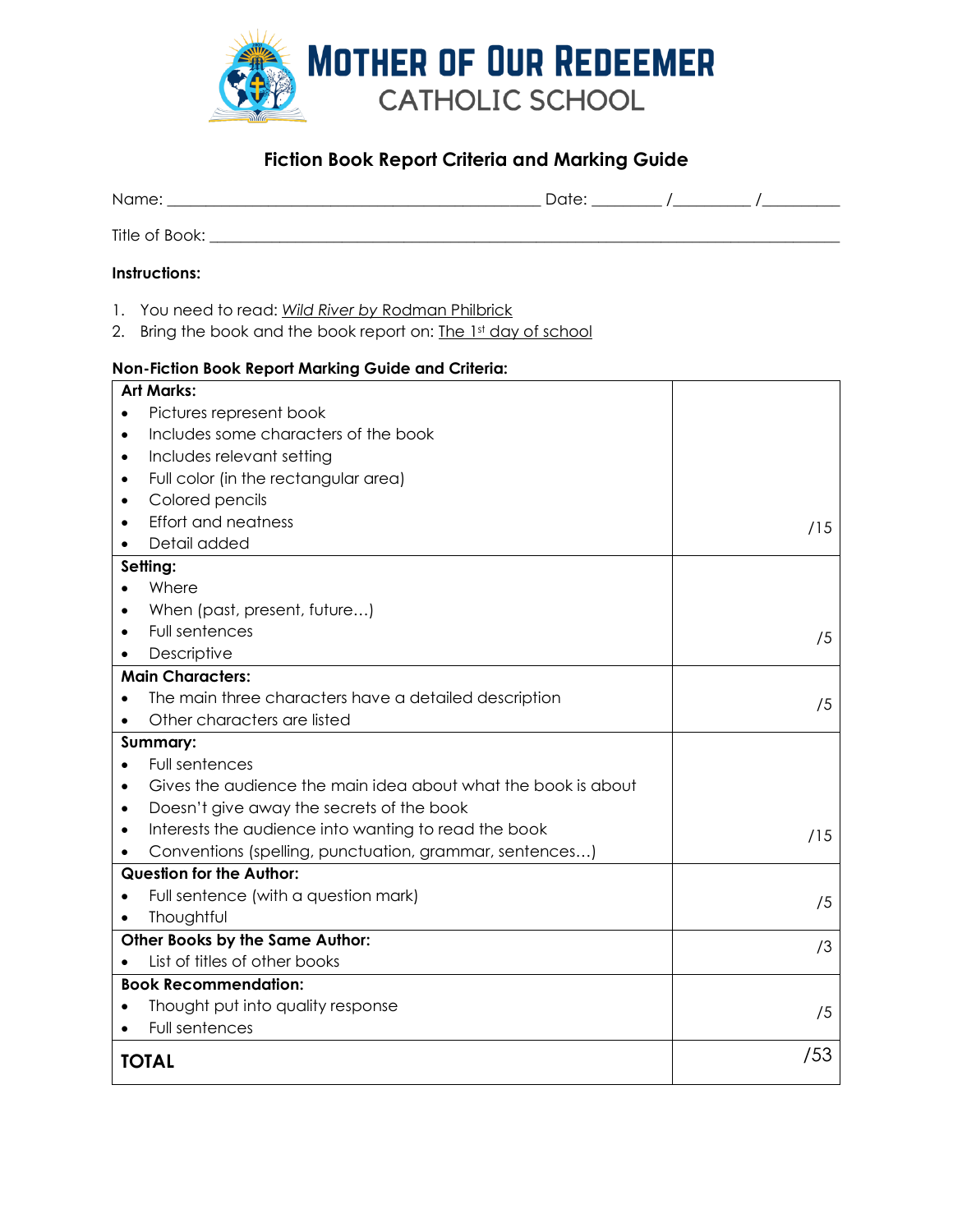# MOTHER OF OUR REDEEMER
## CATHOLIC SCHOOL

### Fiction Book Report Criteria and Marking Guide

Name: ______________________________________________ Date: ________ /_________ /_________

Title of Book: ______________________________________________________________________________

**Instructions:**

1. You need to read: *Wild River by* Rodman Philbrick
2. Bring the book and the book report on: The 1st day of school

**Non-Fiction Book Report Marking Guide and Criteria:**

| | |
|---|---|
| **Art Marks:**<br>• Pictures represent book<br>• Includes some characters of the book<br>• Includes relevant setting<br>• Full color (in the rectangular area)<br>• Colored pencils<br>• Effort and neatness<br>• Detail added | /15 |
| **Setting:**<br>• Where<br>• When (past, present, future…)<br>• Full sentences<br>• Descriptive | /5 |
| **Main Characters:**<br>• The main three characters have a detailed description<br>• Other characters are listed | /5 |
| **Summary:**<br>• Full sentences<br>• Gives the audience the main idea about what the book is about<br>• Doesn't give away the secrets of the book<br>• Interests the audience into wanting to read the book<br>• Conventions (spelling, punctuation, grammar, sentences…) | /15 |
| **Question for the Author:**<br>• Full sentence (with a question mark)<br>• Thoughtful | /5 |
| **Other Books by the Same Author:**<br>• List of titles of other books | /3 |
| **Book Recommendation:**<br>• Thought put into quality response<br>• Full sentences | /5 |
| **TOTAL** | /53 |